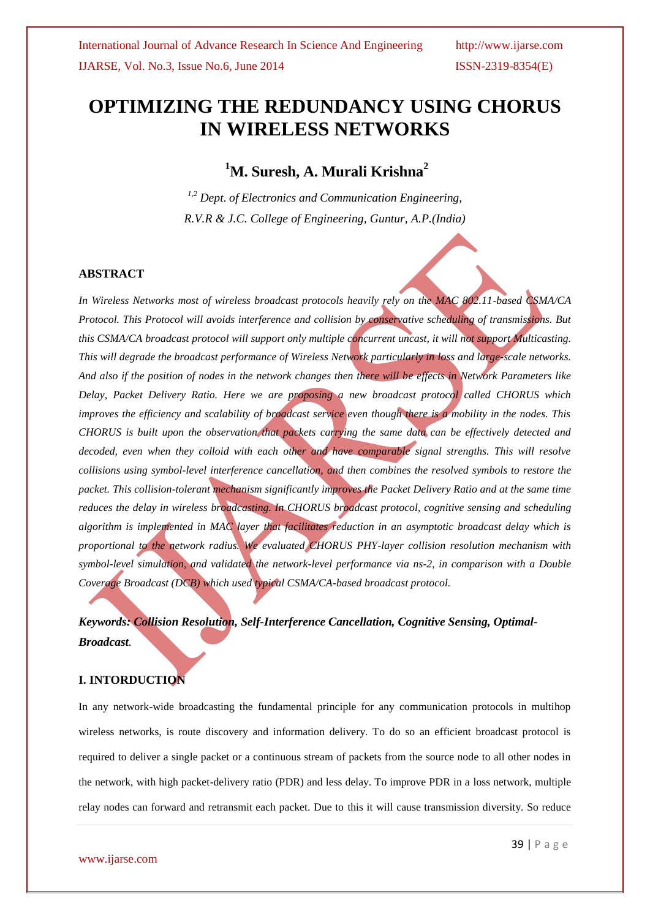# OPTIMIZING THE REDUNDANCY USING CHORUS IN WIRELESS NETWORKS

## [1]M. Suresh, A. Murali Krishna[2]

*[1,2] Dept. of Electronics and Communication Engineering,*
*R.V.R & J.C. College of Engineering, Guntur, A.P.(India)*

### ABSTRACT

*In Wireless Networks most of wireless broadcast protocols heavily rely on the MAC 802.11-based CSMA/CA Protocol. This Protocol will avoids interference and collision by conservative scheduling of transmissions. But this CSMA/CA broadcast protocol will support only multiple concurrent uncast, it will not support Multicasting. This will degrade the broadcast performance of Wireless Network particularly in loss and large-scale networks. And also if the position of nodes in the network changes then there will be effects in Network Parameters like Delay, Packet Delivery Ratio. Here we are proposing a new broadcast protocol called CHORUS which improves the efficiency and scalability of broadcast service even though there is a mobility in the nodes. This CHORUS is built upon the observation that packets carrying the same data can be effectively detected and decoded, even when they colloid with each other and have comparable signal strengths. This will resolve collisions using symbol-level interference cancellation, and then combines the resolved symbols to restore the packet. This collision-tolerant mechanism significantly improves the Packet Delivery Ratio and at the same time reduces the delay in wireless broadcasting. In CHORUS broadcast protocol, cognitive sensing and scheduling algorithm is implemented in MAC layer that facilitates reduction in an asymptotic broadcast delay which is proportional to the network radius. We evaluated CHORUS PHY-layer collision resolution mechanism with symbol-level simulation, and validated the network-level performance via ns-2, in comparison with a Double Coverage Broadcast (DCB) which used typical CSMA/CA-based broadcast protocol.*

***Keywords: Collision Resolution, Self-Interference Cancellation, Cognitive Sensing, Optimal-Broadcast.***

### I. INTORDUCTION

In any network-wide broadcasting the fundamental principle for any communication protocols in multihop wireless networks, is route discovery and information delivery. To do so an efficient broadcast protocol is required to deliver a single packet or a continuous stream of packets from the source node to all other nodes in the network, with high packet-delivery ratio (PDR) and less delay. To improve PDR in a loss network, multiple relay nodes can forward and retransmit each packet. Due to this it will cause transmission diversity. So reduce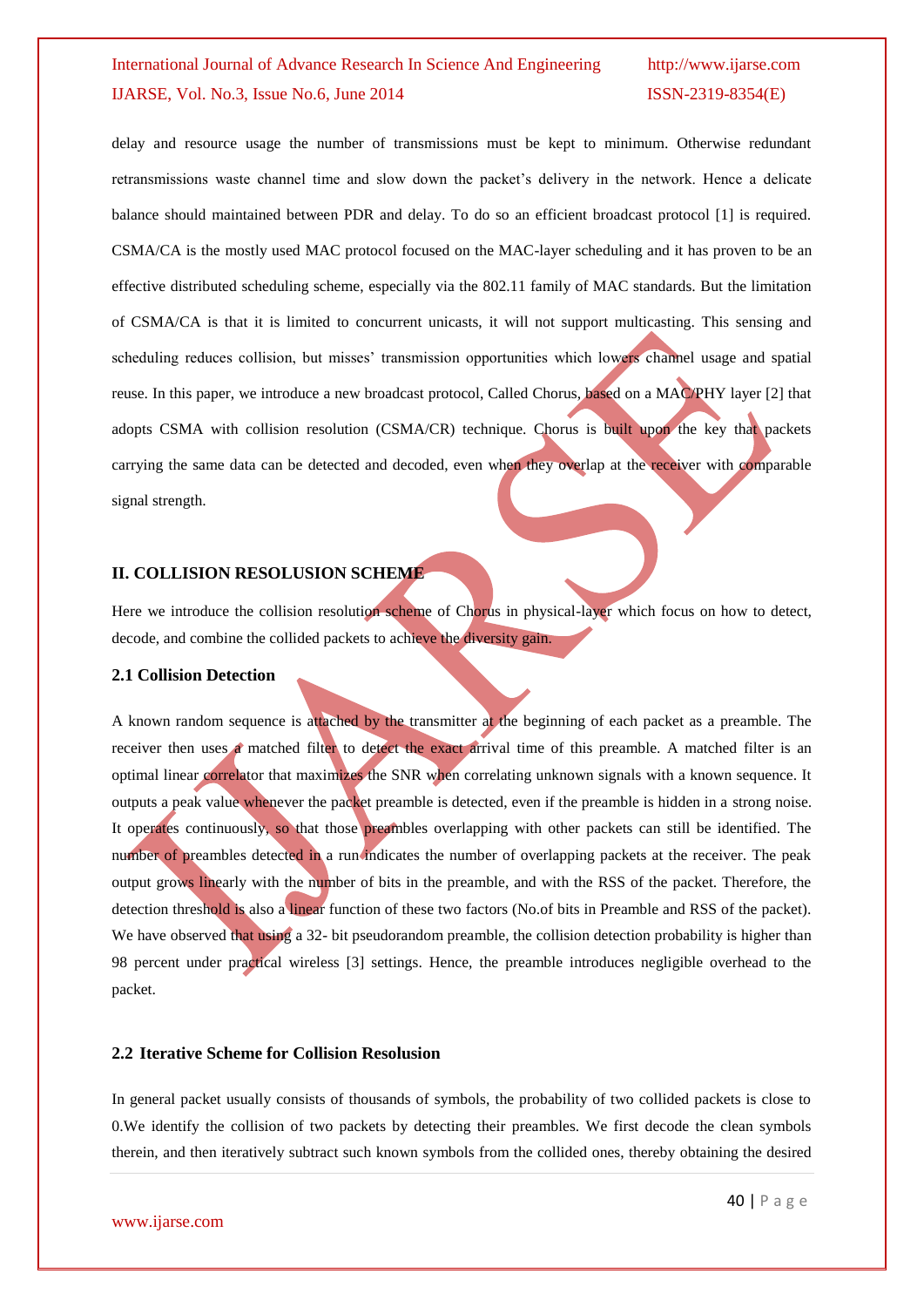delay and resource usage the number of transmissions must be kept to minimum. Otherwise redundant retransmissions waste channel time and slow down the packet's delivery in the network. Hence a delicate balance should maintained between PDR and delay. To do so an efficient broadcast protocol [1] is required. CSMA/CA is the mostly used MAC protocol focused on the MAC-layer scheduling and it has proven to be an effective distributed scheduling scheme, especially via the 802.11 family of MAC standards. But the limitation of CSMA/CA is that it is limited to concurrent unicasts, it will not support multicasting. This sensing and scheduling reduces collision, but misses' transmission opportunities which lowers channel usage and spatial reuse. In this paper, we introduce a new broadcast protocol, Called Chorus, based on a MAC/PHY layer [2] that adopts CSMA with collision resolution (CSMA/CR) technique. Chorus is built upon the key that packets carrying the same data can be detected and decoded, even when they overlap at the receiver with comparable signal strength.

## II. COLLISION RESOLUSION SCHEME

Here we introduce the collision resolution scheme of Chorus in physical-layer which focus on how to detect, decode, and combine the collided packets to achieve the diversity gain.

### 2.1 Collision Detection

A known random sequence is attached by the transmitter at the beginning of each packet as a preamble. The receiver then uses a matched filter to detect the exact arrival time of this preamble. A matched filter is an optimal linear correlator that maximizes the SNR when correlating unknown signals with a known sequence. It outputs a peak value whenever the packet preamble is detected, even if the preamble is hidden in a strong noise. It operates continuously, so that those preambles overlapping with other packets can still be identified. The number of preambles detected in a run indicates the number of overlapping packets at the receiver. The peak output grows linearly with the number of bits in the preamble, and with the RSS of the packet. Therefore, the detection threshold is also a linear function of these two factors (No.of bits in Preamble and RSS of the packet). We have observed that using a 32- bit pseudorandom preamble, the collision detection probability is higher than 98 percent under practical wireless [3] settings. Hence, the preamble introduces negligible overhead to the packet.

### 2.2 Iterative Scheme for Collision Resolusion

In general packet usually consists of thousands of symbols, the probability of two collided packets is close to 0.We identify the collision of two packets by detecting their preambles. We first decode the clean symbols therein, and then iteratively subtract such known symbols from the collided ones, thereby obtaining the desired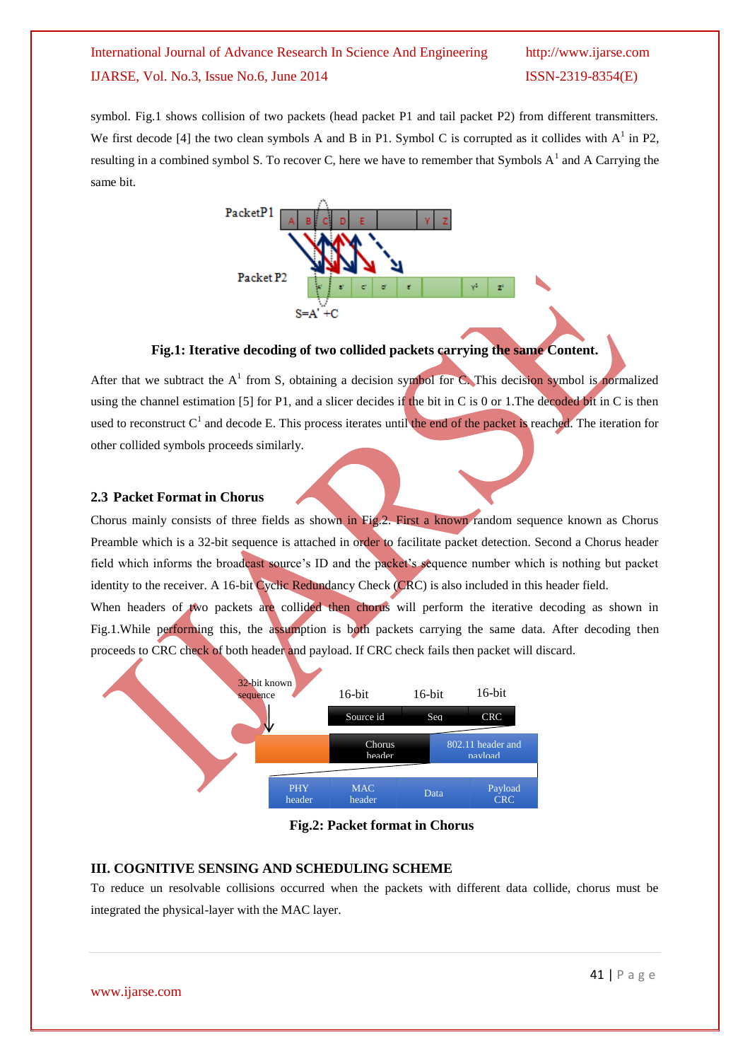symbol. Fig.1 shows collision of two packets (head packet P1 and tail packet P2) from different transmitters. We first decode [4] the two clean symbols A and B in P1. Symbol C is corrupted as it collides with $A^1$ in P2, resulting in a combined symbol S. To recover C, here we have to remember that Symbols $A^1$ and A Carrying the same bit.

**Fig.1: Iterative decoding of two collided packets carrying the same Content.**

After that we subtract the $A^1$ from S, obtaining a decision symbol for C. This decision symbol is normalized using the channel estimation [5] for P1, and a slicer decides if the bit in C is 0 or 1.The decoded bit in C is then used to reconstruct $C^1$ and decode E. This process iterates until the end of the packet is reached. The iteration for other collided symbols proceeds similarly.

### 2.3 Packet Format in Chorus

Chorus mainly consists of three fields as shown in Fig.2. First a known random sequence known as Chorus Preamble which is a 32-bit sequence is attached in order to facilitate packet detection. Second a Chorus header field which informs the broadcast source's ID and the packet's sequence number which is nothing but packet identity to the receiver. A 16-bit Cyclic Redundancy Check (CRC) is also included in this header field.

When headers of two packets are collided then chorus will perform the iterative decoding as shown in Fig.1.While performing this, the assumption is both packets carrying the same data. After decoding then proceeds to CRC check of both header and payload. If CRC check fails then packet will discard.

**Fig.2: Packet format in Chorus**

## III. COGNITIVE SENSING AND SCHEDULING SCHEME

To reduce un resolvable collisions occurred when the packets with different data collide, chorus must be integrated the physical-layer with the MAC layer.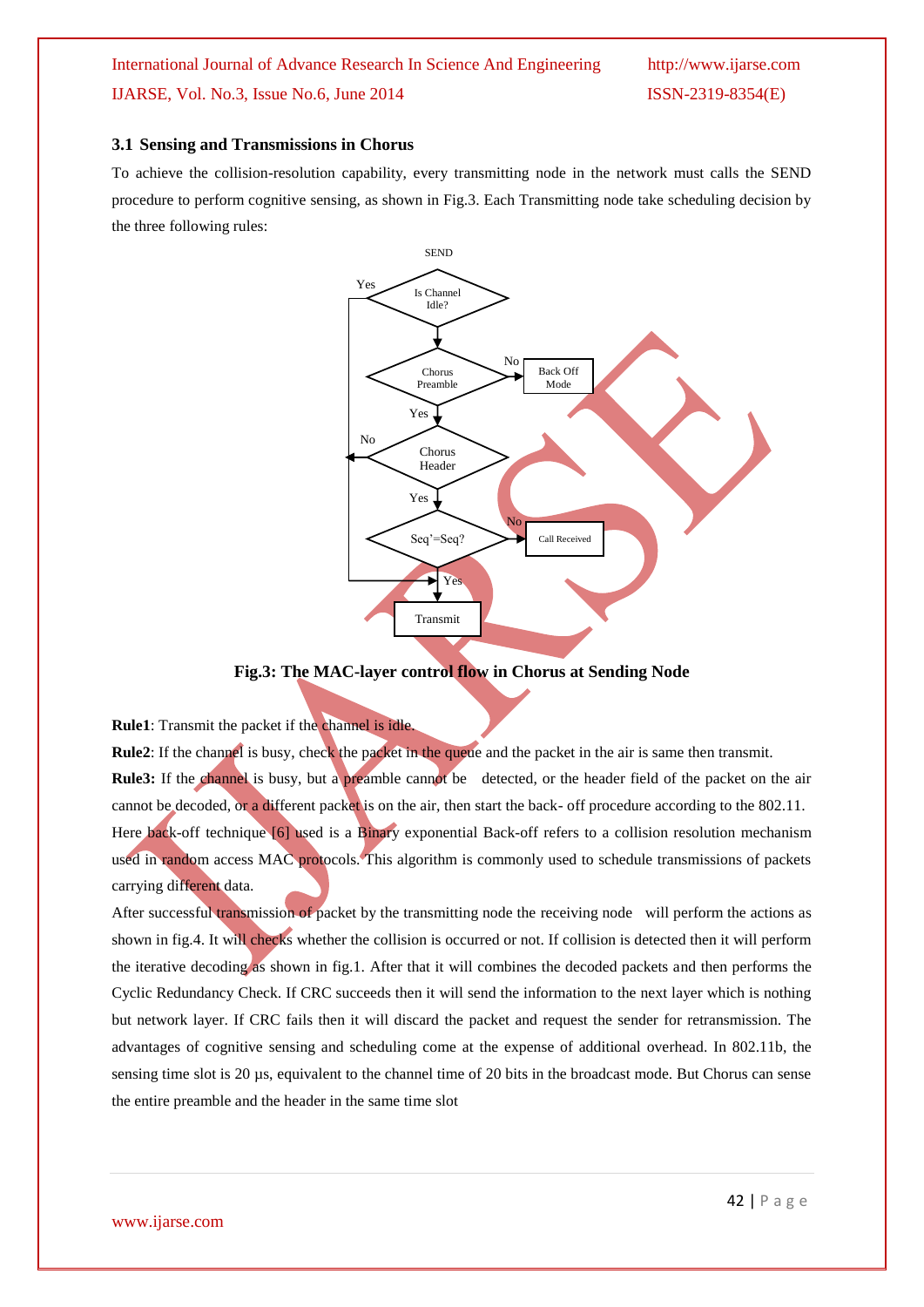### 3.1 Sensing and Transmissions in Chorus

To achieve the collision-resolution capability, every transmitting node in the network must calls the SEND procedure to perform cognitive sensing, as shown in Fig.3. Each Transmitting node take scheduling decision by the three following rules:

**Fig.3: The MAC-layer control flow in Chorus at Sending Node**

**Rule1**: Transmit the packet if the channel is idle.

**Rule2**: If the channel is busy, check the packet in the queue and the packet in the air is same then transmit.

**Rule3:** If the channel is busy, but a preamble cannot be detected, or the header field of the packet on the air cannot be decoded, or a different packet is on the air, then start the back- off procedure according to the 802.11. Here back-off technique [6] used is a Binary exponential Back-off refers to a collision resolution mechanism used in random access MAC protocols. This algorithm is commonly used to schedule transmissions of packets carrying different data.

After successful transmission of packet by the transmitting node the receiving node will perform the actions as shown in fig.4. It will checks whether the collision is occurred or not. If collision is detected then it will perform the iterative decoding as shown in fig.1. After that it will combines the decoded packets and then performs the Cyclic Redundancy Check. If CRC succeeds then it will send the information to the next layer which is nothing but network layer. If CRC fails then it will discard the packet and request the sender for retransmission. The advantages of cognitive sensing and scheduling come at the expense of additional overhead. In 802.11b, the sensing time slot is 20 µs, equivalent to the channel time of 20 bits in the broadcast mode. But Chorus can sense the entire preamble and the header in the same time slot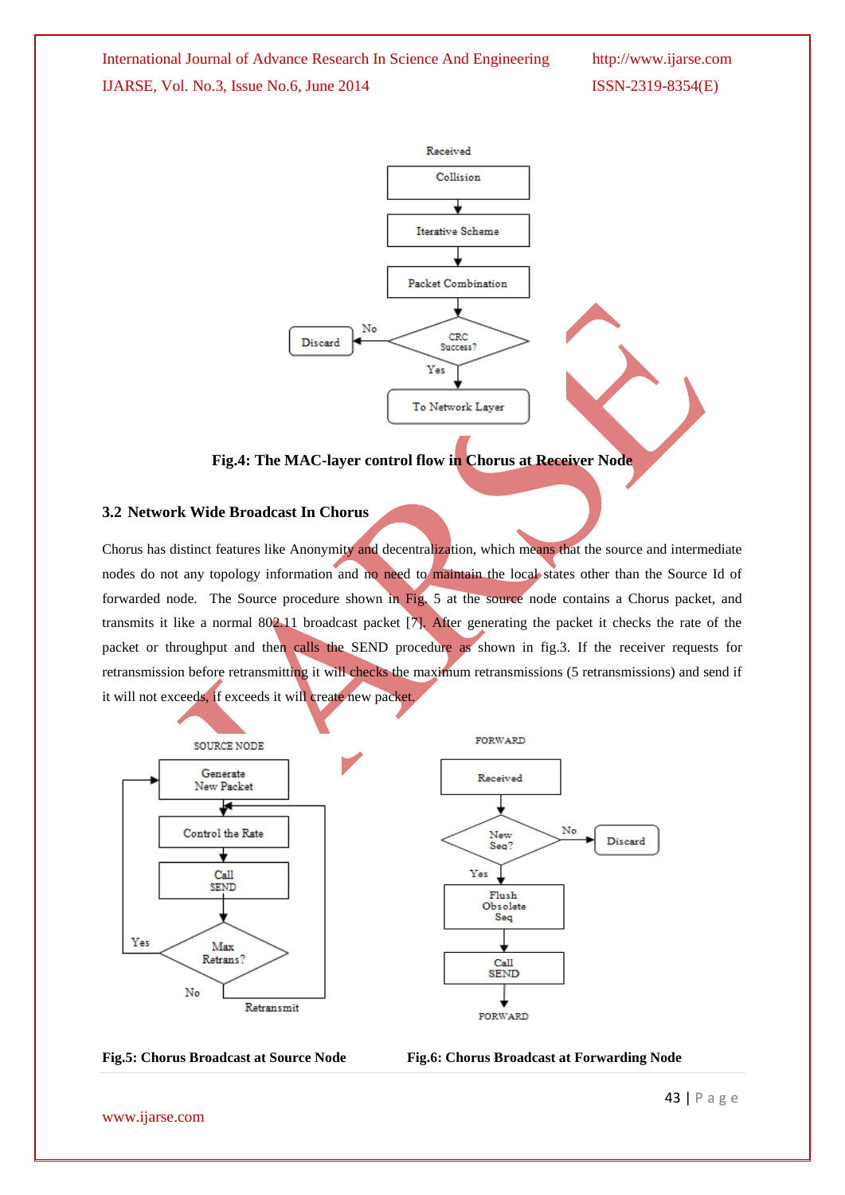Fig.4: The MAC-layer control flow in Chorus at Receiver Node

### 3.2 Network Wide Broadcast In Chorus

Chorus has distinct features like Anonymity and decentralization, which means that the source and intermediate nodes do not any topology information and no need to maintain the local states other than the Source Id of forwarded node. The Source procedure shown in Fig. 5 at the source node contains a Chorus packet, and transmits it like a normal 802.11 broadcast packet [7]. After generating the packet it checks the rate of the packet or throughput and then calls the SEND procedure as shown in fig.3. If the receiver requests for retransmission before retransmitting it will checks the maximum retransmissions (5 retransmissions) and send if it will not exceeds, if exceeds it will create new packet.

Fig.5: Chorus Broadcast at Source Node

Fig.6: Chorus Broadcast at Forwarding Node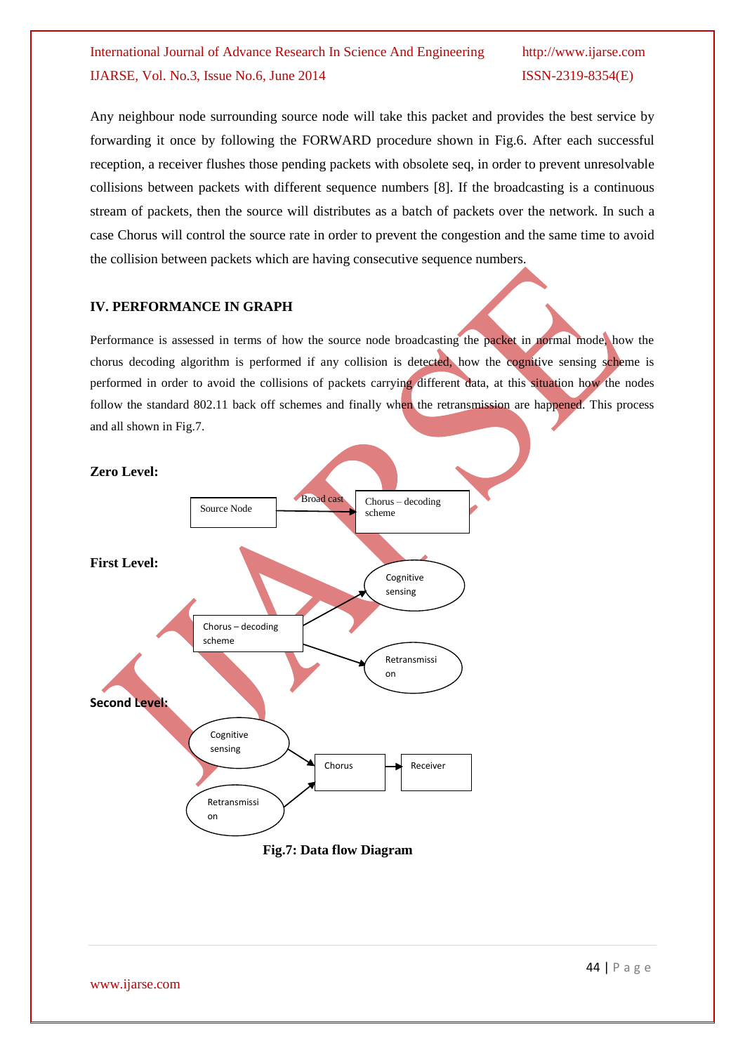Any neighbour node surrounding source node will take this packet and provides the best service by forwarding it once by following the FORWARD procedure shown in Fig.6. After each successful reception, a receiver flushes those pending packets with obsolete seq, in order to prevent unresolvable collisions between packets with different sequence numbers [8]. If the broadcasting is a continuous stream of packets, then the source will distributes as a batch of packets over the network. In such a case Chorus will control the source rate in order to prevent the congestion and the same time to avoid the collision between packets which are having consecutive sequence numbers.

## IV. PERFORMANCE IN GRAPH

Performance is assessed in terms of how the source node broadcasting the packet in normal mode, how the chorus decoding algorithm is performed if any collision is detected, how the cognitive sensing scheme is performed in order to avoid the collisions of packets carrying different data, at this situation how the nodes follow the standard 802.11 back off schemes and finally when the retransmission are happened. This process and all shown in Fig.7.

**Zero Level:**

Source Node → (Broad cast) → Chorus – decoding scheme

**First Level:**

Chorus – decoding scheme → Cognitive sensing

Chorus – decoding scheme → Retransmission

**Second Level:**

Cognitive sensing → Chorus → Receiver

Retransmission → Chorus

**Fig.7: Data flow Diagram**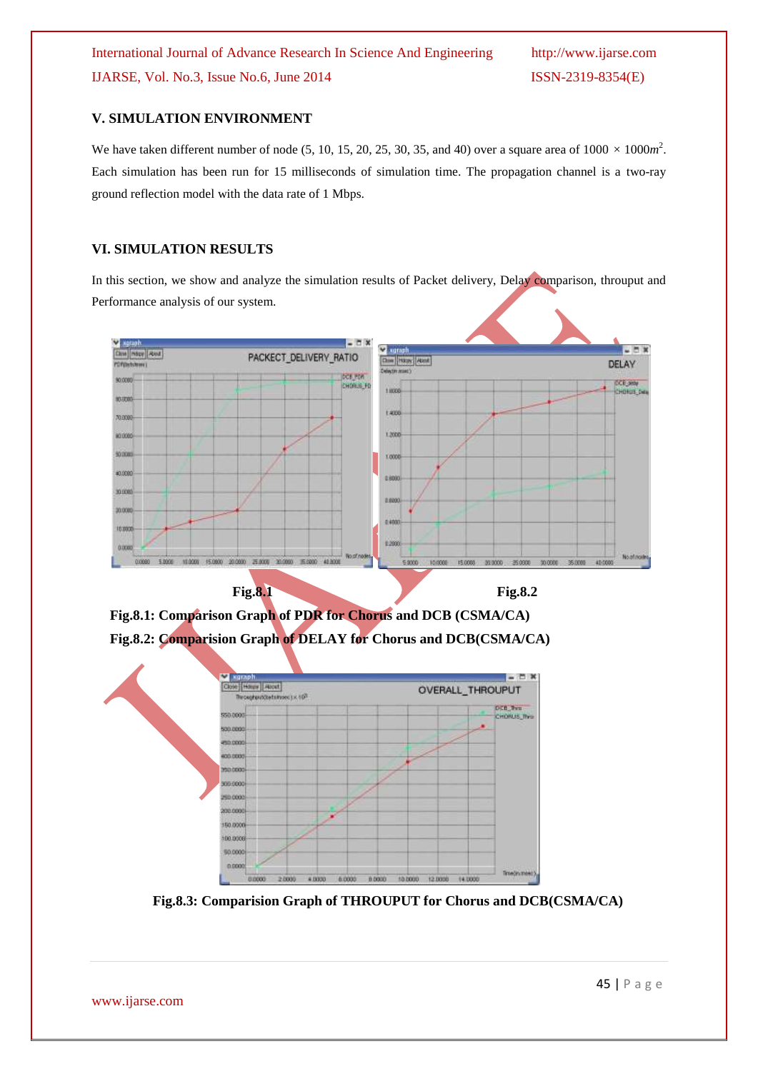## V. SIMULATION ENVIRONMENT

We have taken different number of node (5, 10, 15, 20, 25, 30, 35, and 40) over a square area of $1000 \times 1000m^2$. Each simulation has been run for 15 milliseconds of simulation time. The propagation channel is a two-ray ground reflection model with the data rate of 1 Mbps.

## VI. SIMULATION RESULTS

In this section, we show and analyze the simulation results of Packet delivery, Delay comparison, throuput and Performance analysis of our system.

**Fig.8.1** **Fig.8.2**

**Fig.8.1: Comparison Graph of PDR for Chorus and DCB (CSMA/CA)**

**Fig.8.2: Comparision Graph of DELAY for Chorus and DCB(CSMA/CA)**

**Fig.8.3: Comparision Graph of THROUPUT for Chorus and DCB(CSMA/CA)**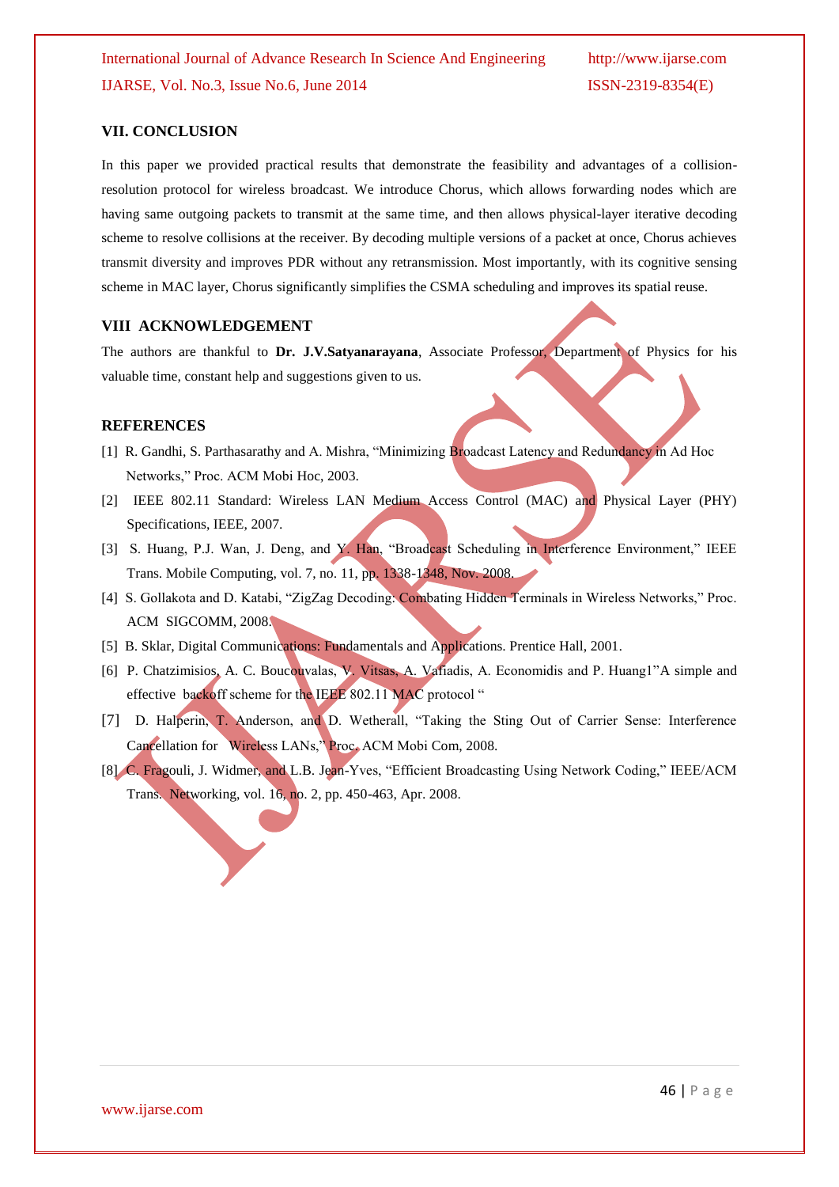## VII. CONCLUSION

In this paper we provided practical results that demonstrate the feasibility and advantages of a collision-resolution protocol for wireless broadcast. We introduce Chorus, which allows forwarding nodes which are having same outgoing packets to transmit at the same time, and then allows physical-layer iterative decoding scheme to resolve collisions at the receiver. By decoding multiple versions of a packet at once, Chorus achieves transmit diversity and improves PDR without any retransmission. Most importantly, with its cognitive sensing scheme in MAC layer, Chorus significantly simplifies the CSMA scheduling and improves its spatial reuse.

## VIII ACKNOWLEDGEMENT

The authors are thankful to **Dr. J.V.Satyanarayana**, Associate Professor, Department of Physics for his valuable time, constant help and suggestions given to us.

## REFERENCES

[1] R. Gandhi, S. Parthasarathy and A. Mishra, "Minimizing Broadcast Latency and Redundancy in Ad Hoc Networks," Proc. ACM Mobi Hoc, 2003.

[2] IEEE 802.11 Standard: Wireless LAN Medium Access Control (MAC) and Physical Layer (PHY) Specifications, IEEE, 2007.

[3] S. Huang, P.J. Wan, J. Deng, and Y. Han, "Broadcast Scheduling in Interference Environment," IEEE Trans. Mobile Computing, vol. 7, no. 11, pp. 1338-1348, Nov. 2008.

[4] S. Gollakota and D. Katabi, "ZigZag Decoding: Combating Hidden Terminals in Wireless Networks," Proc. ACM SIGCOMM, 2008.

[5] B. Sklar, Digital Communications: Fundamentals and Applications. Prentice Hall, 2001.

[6] P. Chatzimisios, A. C. Boucouvalas, V. Vitsas, A. Vafiadis, A. Economidis and P. Huang1"A simple and effective backoff scheme for the IEEE 802.11 MAC protocol "

[7] D. Halperin, T. Anderson, and D. Wetherall, "Taking the Sting Out of Carrier Sense: Interference Cancellation for Wireless LANs," Proc. ACM Mobi Com, 2008.

[8] C. Fragouli, J. Widmer, and L.B. Jean-Yves, "Efficient Broadcasting Using Network Coding," IEEE/ACM Trans. Networking, vol. 16, no. 2, pp. 450-463, Apr. 2008.